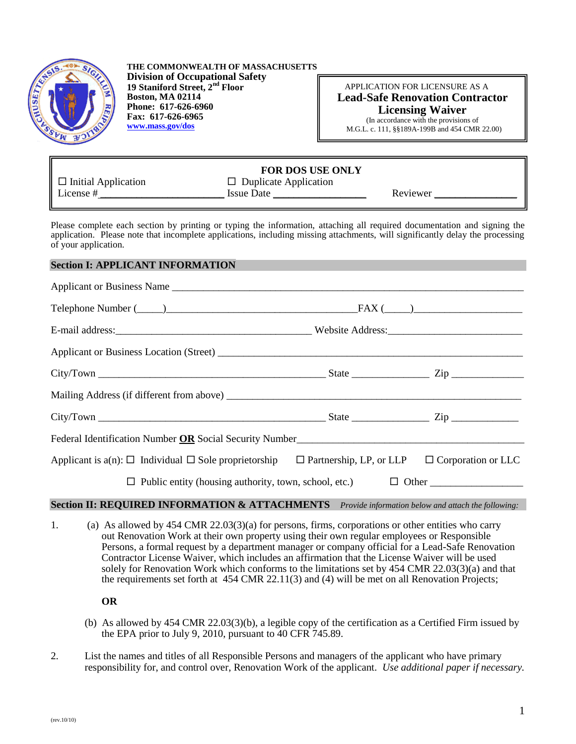**THE COMMONWEALTH OF MASSACHUSETTS**
**Division of Occupational Safety**
**19 Staniford Street, 2nd Floor**
**Boston, MA 02114**
**Phone: 617-626-6960**
**Fax: 617-626-6965**
**www.mass.gov/dos**

APPLICATION FOR LICENSURE AS A
# Lead-Safe Renovation Contractor Licensing Waiver
(In accordance with the provisions of M.G.L. c. 111, §§189A-199B and 454 CMR 22.00)

---

**FOR DOS USE ONLY**

☐ Initial Application ☐ Duplicate Application
License #________________________ Issue Date __________________ Reviewer _______________

---

Please complete each section by printing or typing the information, attaching all required documentation and signing the application. Please note that incomplete applications, including missing attachments, will significantly delay the processing of your application.

## Section I: APPLICANT INFORMATION

Applicant or Business Name ____________________________________________________________________

Telephone Number (_____)____________________________________FAX (_____)____________________

E-mail address:_______________________________________ Website Address:_________________________

Applicant or Business Location (Street) ____________________________________________________________

City/Town ______________________________________________ State _______________ Zip ______________

Mailing Address (if different from above) __________________________________________________________

City/Town ______________________________________________ State _______________ Zip _____________

Federal Identification Number **OR** Social Security Number_____________________________________________

Applicant is a(n): ☐ Individual ☐ Sole proprietorship ☐ Partnership, LP, or LLP ☐ Corporation or LLC

☐ Public entity (housing authority, town, school, etc.) ☐ Other _________________

## Section II: REQUIRED INFORMATION & ATTACHMENTS *Provide information below and attach the following:*

1. (a) As allowed by 454 CMR 22.03(3)(a) for persons, firms, corporations or other entities who carry out Renovation Work at their own property using their own regular employees or Responsible Persons, a formal request by a department manager or company official for a Lead-Safe Renovation Contractor License Waiver, which includes an affirmation that the License Waiver will be used solely for Renovation Work which conforms to the limitations set by 454 CMR 22.03(3)(a) and that the requirements set forth at 454 CMR 22.11(3) and (4) will be met on all Renovation Projects;

   **OR**

   (b) As allowed by 454 CMR 22.03(3)(b), a legible copy of the certification as a Certified Firm issued by the EPA prior to July 9, 2010, pursuant to 40 CFR 745.89.

2. List the names and titles of all Responsible Persons and managers of the applicant who have primary responsibility for, and control over, Renovation Work of the applicant. *Use additional paper if necessary.*

(rev.10/10)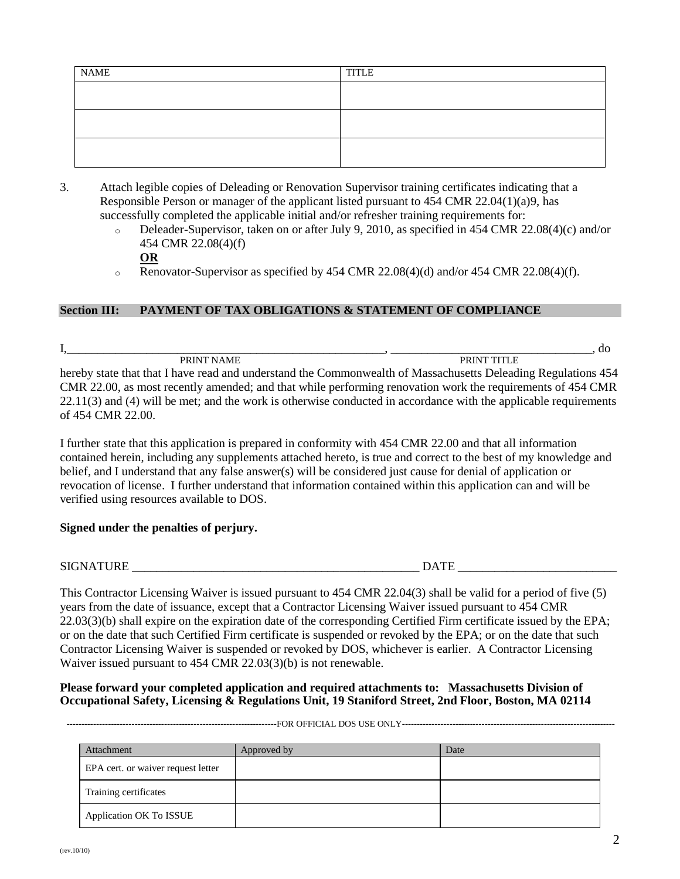| NAME | TITLE |
|---|---|
| | |
| | |
| | |

3. Attach legible copies of Deleading or Renovation Supervisor training certificates indicating that a Responsible Person or manager of the applicant listed pursuant to 454 CMR 22.04(1)(a)9, has successfully completed the applicable initial and/or refresher training requirements for:
   - Deleader-Supervisor, taken on or after July 9, 2010, as specified in 454 CMR 22.08(4)(c) and/or 454 CMR 22.08(4)(f)

     **OR**
   - Renovator-Supervisor as specified by 454 CMR 22.08(4)(d) and/or 454 CMR 22.08(4)(f).

## Section III: PAYMENT OF TAX OBLIGATIONS & STATEMENT OF COMPLIANCE

I,\_\_\_\_\_\_\_\_\_\_\_\_\_\_\_\_\_\_\_\_\_\_\_\_\_\_\_\_\_\_\_\_\_\_\_\_\_\_\_\_\_\_\_\_\_\_\_\_\_\_, \_\_\_\_\_\_\_\_\_\_\_\_\_\_\_\_\_\_\_\_\_\_\_\_\_\_\_\_\_\_\_\_\_\_, do

PRINT NAME PRINT TITLE

hereby state that that I have read and understand the Commonwealth of Massachusetts Deleading Regulations 454 CMR 22.00, as most recently amended; and that while performing renovation work the requirements of 454 CMR 22.11(3) and (4) will be met; and the work is otherwise conducted in accordance with the applicable requirements of 454 CMR 22.00.

I further state that this application is prepared in conformity with 454 CMR 22.00 and that all information contained herein, including any supplements attached hereto, is true and correct to the best of my knowledge and belief, and I understand that any false answer(s) will be considered just cause for denial of application or revocation of license. I further understand that information contained within this application can and will be verified using resources available to DOS.

**Signed under the penalties of perjury.**

SIGNATURE \_\_\_\_\_\_\_\_\_\_\_\_\_\_\_\_\_\_\_\_\_\_\_\_\_\_\_\_\_\_\_\_\_\_\_\_\_\_\_\_\_\_\_\_\_\_\_\_ DATE \_\_\_\_\_\_\_\_\_\_\_\_\_\_\_\_\_\_\_\_\_\_\_\_\_\_

This Contractor Licensing Waiver is issued pursuant to 454 CMR 22.04(3) shall be valid for a period of five (5) years from the date of issuance, except that a Contractor Licensing Waiver issued pursuant to 454 CMR 22.03(3)(b) shall expire on the expiration date of the corresponding Certified Firm certificate issued by the EPA; or on the date that such Certified Firm certificate is suspended or revoked by the EPA; or on the date that such Contractor Licensing Waiver is suspended or revoked by DOS, whichever is earlier. A Contractor Licensing Waiver issued pursuant to 454 CMR 22.03(3)(b) is not renewable.

**Please forward your completed application and required attachments to: Massachusetts Division of Occupational Safety, Licensing & Regulations Unit, 19 Staniford Street, 2nd Floor, Boston, MA 02114**

-----FOR OFFICIAL DOS USE ONLY-----

| Attachment | Approved by | Date |
|---|---|---|
| EPA cert. or waiver request letter | | |
| Training certificates | | |
| Application OK To ISSUE | | |

(rev.10/10)